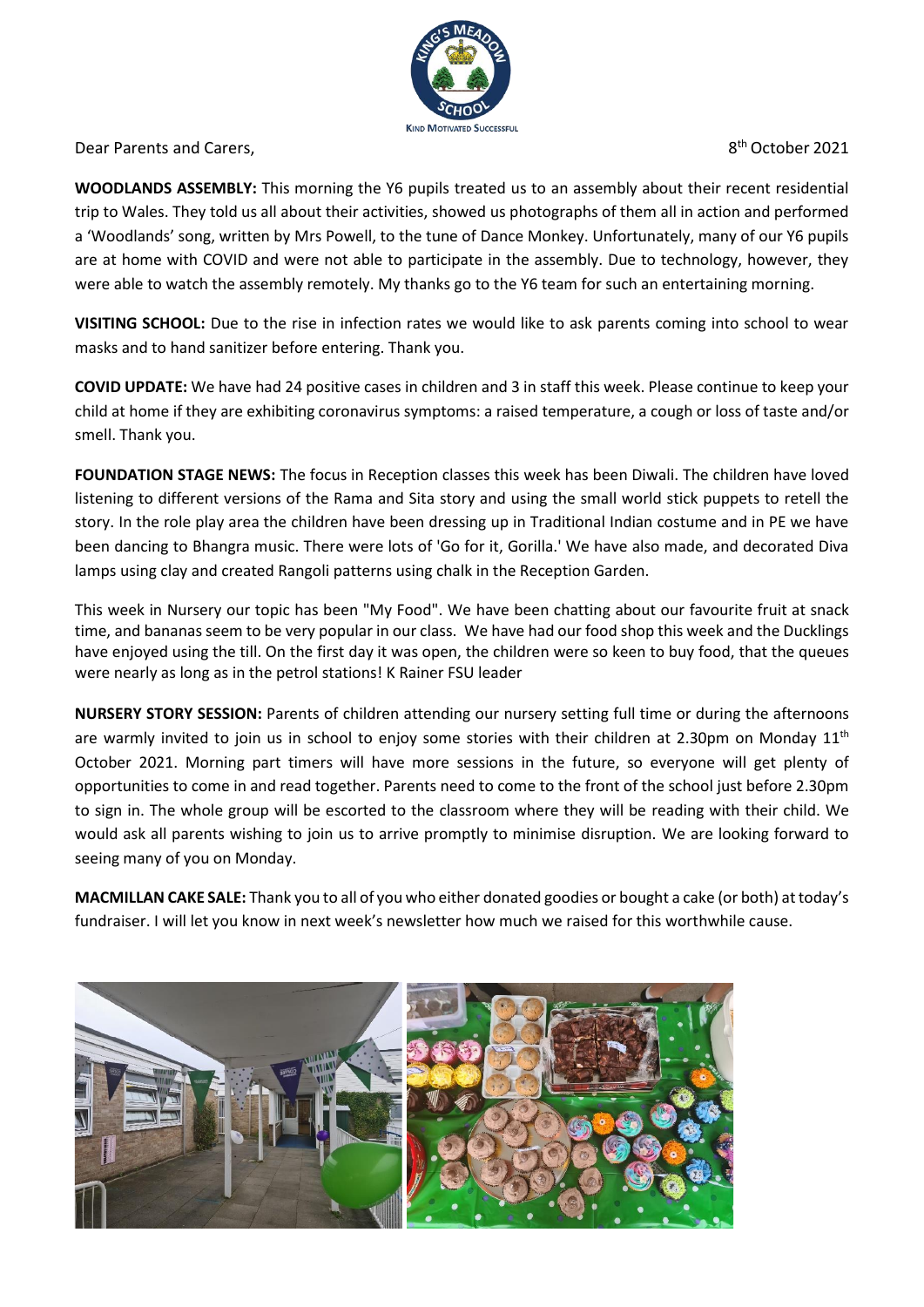Dear Parents and Carers,

8th October 2021

**WOODLANDS ASSEMBLY:** This morning the Y6 pupils treated us to an assembly about their recent residential trip to Wales. They told us all about their activities, showed us photographs of them all in action and performed a 'Woodlands' song, written by Mrs Powell, to the tune of Dance Monkey. Unfortunately, many of our Y6 pupils are at home with COVID and were not able to participate in the assembly. Due to technology, however, they were able to watch the assembly remotely. My thanks go to the Y6 team for such an entertaining morning.

**VISITING SCHOOL:** Due to the rise in infection rates we would like to ask parents coming into school to wear masks and to hand sanitizer before entering. Thank you.

**COVID UPDATE:** We have had 24 positive cases in children and 3 in staff this week. Please continue to keep your child at home if they are exhibiting coronavirus symptoms: a raised temperature, a cough or loss of taste and/or smell. Thank you.

**FOUNDATION STAGE NEWS:** The focus in Reception classes this week has been Diwali. The children have loved listening to different versions of the Rama and Sita story and using the small world stick puppets to retell the story. In the role play area the children have been dressing up in Traditional Indian costume and in PE we have been dancing to Bhangra music. There were lots of 'Go for it, Gorilla.' We have also made, and decorated Diva lamps using clay and created Rangoli patterns using chalk in the Reception Garden.

This week in Nursery our topic has been "My Food". We have been chatting about our favourite fruit at snack time, and bananas seem to be very popular in our class. We have had our food shop this week and the Ducklings have enjoyed using the till. On the first day it was open, the children were so keen to buy food, that the queues were nearly as long as in the petrol stations! K Rainer FSU leader

**NURSERY STORY SESSION:** Parents of children attending our nursery setting full time or during the afternoons are warmly invited to join us in school to enjoy some stories with their children at 2.30pm on Monday 11th October 2021. Morning part timers will have more sessions in the future, so everyone will get plenty of opportunities to come in and read together. Parents need to come to the front of the school just before 2.30pm to sign in. The whole group will be escorted to the classroom where they will be reading with their child. We would ask all parents wishing to join us to arrive promptly to minimise disruption. We are looking forward to seeing many of you on Monday.

**MACMILLAN CAKE SALE:** Thank you to all of you who either donated goodies or bought a cake (or both) at today's fundraiser. I will let you know in next week's newsletter how much we raised for this worthwhile cause.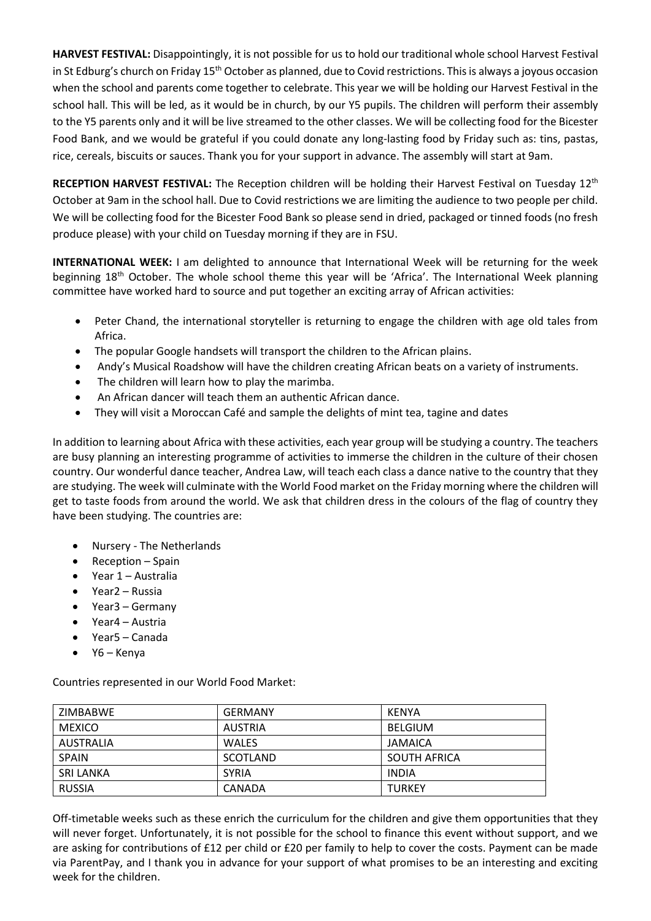**HARVEST FESTIVAL:** Disappointingly, it is not possible for us to hold our traditional whole school Harvest Festival in St Edburg's church on Friday 15th October as planned, due to Covid restrictions. This is always a joyous occasion when the school and parents come together to celebrate. This year we will be holding our Harvest Festival in the school hall. This will be led, as it would be in church, by our Y5 pupils. The children will perform their assembly to the Y5 parents only and it will be live streamed to the other classes. We will be collecting food for the Bicester Food Bank, and we would be grateful if you could donate any long-lasting food by Friday such as: tins, pastas, rice, cereals, biscuits or sauces. Thank you for your support in advance. The assembly will start at 9am.

**RECEPTION HARVEST FESTIVAL:** The Reception children will be holding their Harvest Festival on Tuesday 12th October at 9am in the school hall. Due to Covid restrictions we are limiting the audience to two people per child. We will be collecting food for the Bicester Food Bank so please send in dried, packaged or tinned foods (no fresh produce please) with your child on Tuesday morning if they are in FSU.

**INTERNATIONAL WEEK:** I am delighted to announce that International Week will be returning for the week beginning 18th October. The whole school theme this year will be 'Africa'. The International Week planning committee have worked hard to source and put together an exciting array of African activities:

- Peter Chand, the international storyteller is returning to engage the children with age old tales from Africa.
- The popular Google handsets will transport the children to the African plains.
- Andy's Musical Roadshow will have the children creating African beats on a variety of instruments.
- The children will learn how to play the marimba.
- An African dancer will teach them an authentic African dance.
- They will visit a Moroccan Café and sample the delights of mint tea, tagine and dates

In addition to learning about Africa with these activities, each year group will be studying a country. The teachers are busy planning an interesting programme of activities to immerse the children in the culture of their chosen country. Our wonderful dance teacher, Andrea Law, will teach each class a dance native to the country that they are studying. The week will culminate with the World Food market on the Friday morning where the children will get to taste foods from around the world. We ask that children dress in the colours of the flag of country they have been studying. The countries are:

- Nursery - The Netherlands
- Reception – Spain
- Year 1 – Australia
- Year2 – Russia
- Year3 – Germany
- Year4 – Austria
- Year5 – Canada
- Y6 – Kenya

Countries represented in our World Food Market:

| | | |
|---|---|---|
| ZIMBABWE | GERMANY | KENYA |
| MEXICO | AUSTRIA | BELGIUM |
| AUSTRALIA | WALES | JAMAICA |
| SPAIN | SCOTLAND | SOUTH AFRICA |
| SRI LANKA | SYRIA | INDIA |
| RUSSIA | CANADA | TURKEY |

Off-timetable weeks such as these enrich the curriculum for the children and give them opportunities that they will never forget. Unfortunately, it is not possible for the school to finance this event without support, and we are asking for contributions of £12 per child or £20 per family to help to cover the costs. Payment can be made via ParentPay, and I thank you in advance for your support of what promises to be an interesting and exciting week for the children.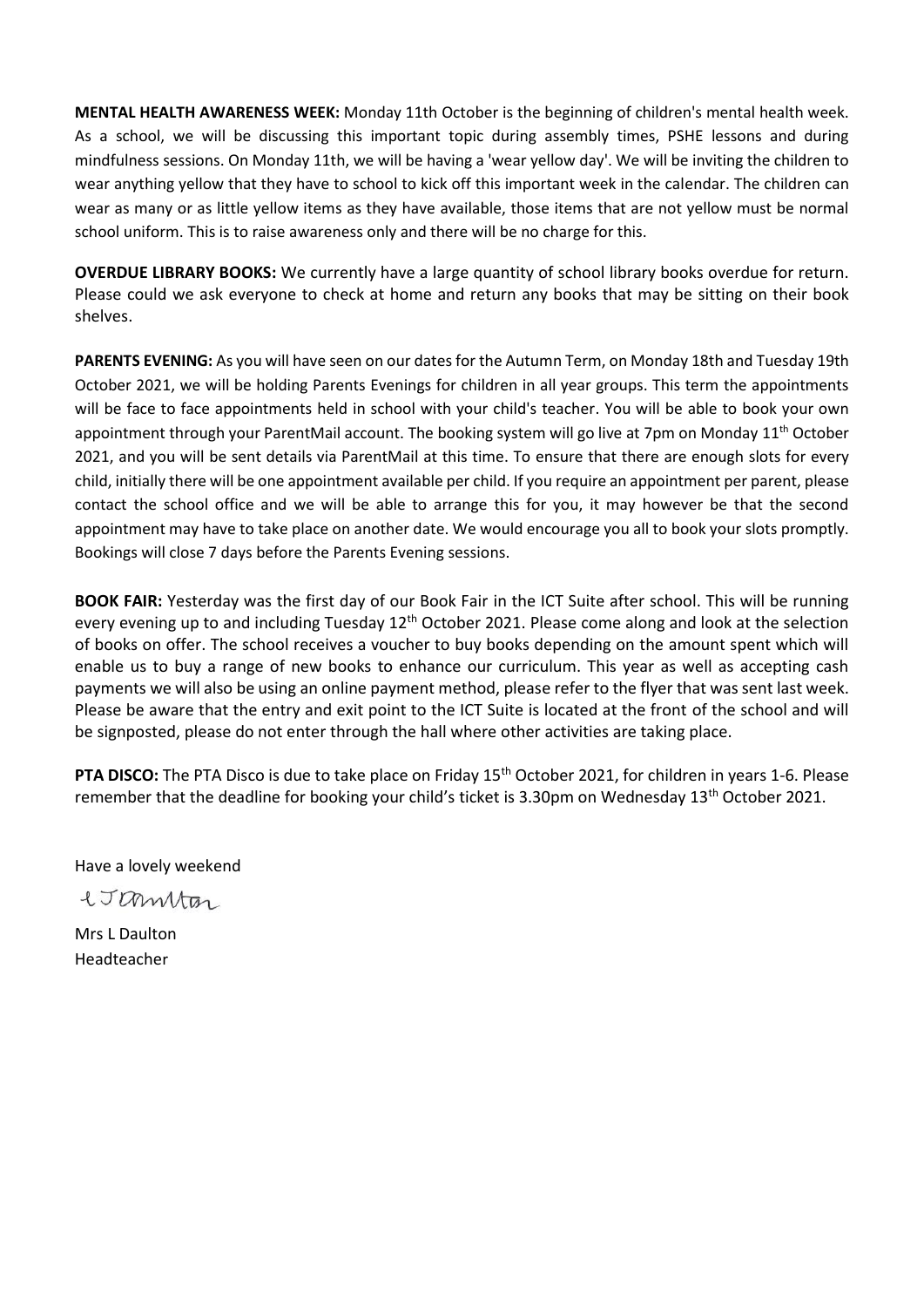**MENTAL HEALTH AWARENESS WEEK:** Monday 11th October is the beginning of children's mental health week. As a school, we will be discussing this important topic during assembly times, PSHE lessons and during mindfulness sessions. On Monday 11th, we will be having a 'wear yellow day'. We will be inviting the children to wear anything yellow that they have to school to kick off this important week in the calendar. The children can wear as many or as little yellow items as they have available, those items that are not yellow must be normal school uniform. This is to raise awareness only and there will be no charge for this.

**OVERDUE LIBRARY BOOKS:** We currently have a large quantity of school library books overdue for return. Please could we ask everyone to check at home and return any books that may be sitting on their book shelves.

**PARENTS EVENING:** As you will have seen on our dates for the Autumn Term, on Monday 18th and Tuesday 19th October 2021, we will be holding Parents Evenings for children in all year groups. This term the appointments will be face to face appointments held in school with your child's teacher. You will be able to book your own appointment through your ParentMail account. The booking system will go live at 7pm on Monday 11th October 2021, and you will be sent details via ParentMail at this time. To ensure that there are enough slots for every child, initially there will be one appointment available per child. If you require an appointment per parent, please contact the school office and we will be able to arrange this for you, it may however be that the second appointment may have to take place on another date. We would encourage you all to book your slots promptly. Bookings will close 7 days before the Parents Evening sessions.

**BOOK FAIR:** Yesterday was the first day of our Book Fair in the ICT Suite after school. This will be running every evening up to and including Tuesday 12th October 2021. Please come along and look at the selection of books on offer. The school receives a voucher to buy books depending on the amount spent which will enable us to buy a range of new books to enhance our curriculum. This year as well as accepting cash payments we will also be using an online payment method, please refer to the flyer that was sent last week. Please be aware that the entry and exit point to the ICT Suite is located at the front of the school and will be signposted, please do not enter through the hall where other activities are taking place.

**PTA DISCO:** The PTA Disco is due to take place on Friday 15th October 2021, for children in years 1-6. Please remember that the deadline for booking your child's ticket is 3.30pm on Wednesday 13th October 2021.

Have a lovely weekend

L J Daulton

Mrs L Daulton
Headteacher